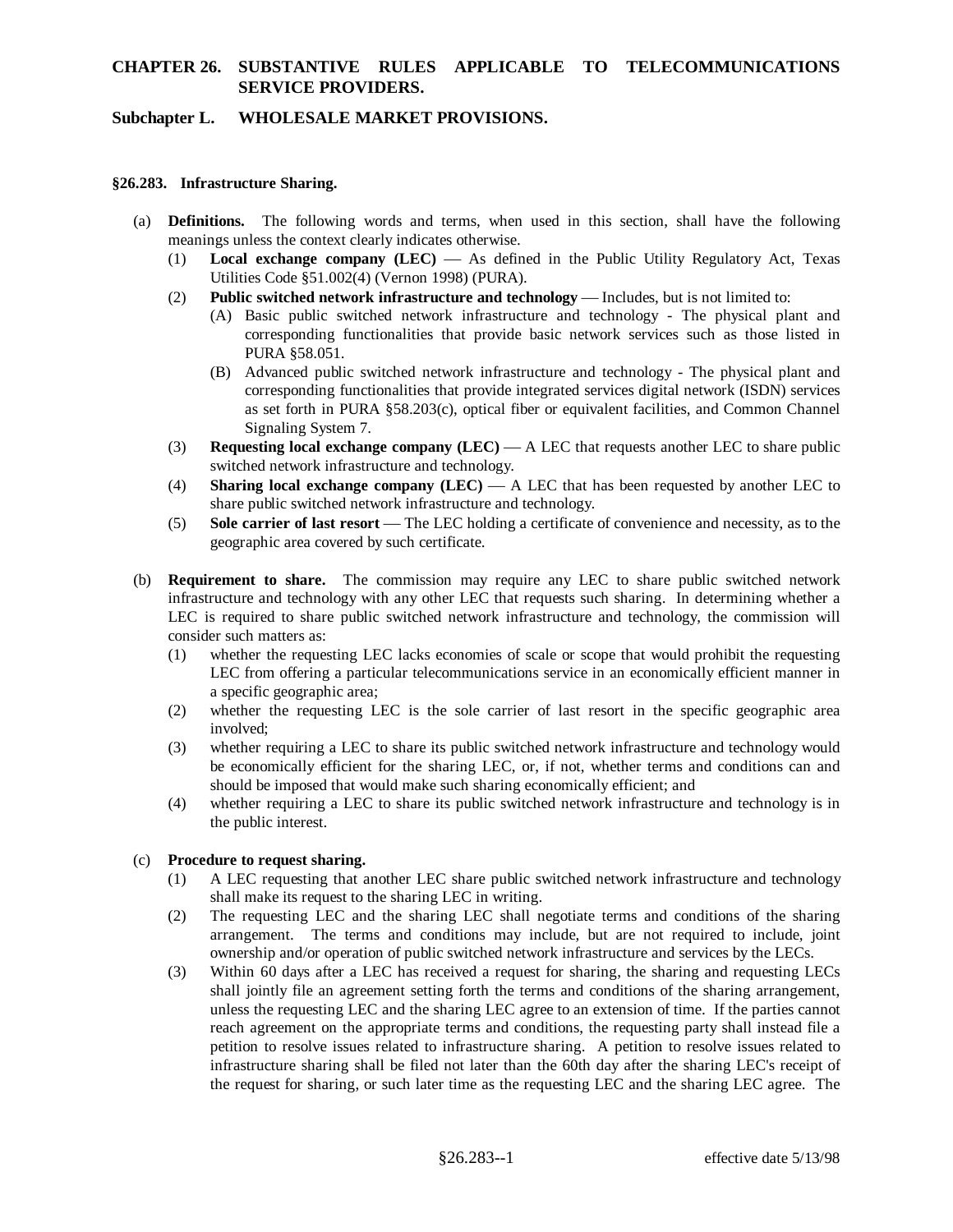# CHAPTER 26. SUBSTANTIVE RULES APPLICABLE TO TELECOMMUNICATIONS SERVICE PROVIDERS.

## Subchapter L. WHOLESALE MARKET PROVISIONS.

### §26.283. Infrastructure Sharing.

(a) **Definitions.** The following words and terms, when used in this section, shall have the following meanings unless the context clearly indicates otherwise.

(1) **Local exchange company (LEC)** — As defined in the Public Utility Regulatory Act, Texas Utilities Code §51.002(4) (Vernon 1998) (PURA).

(2) **Public switched network infrastructure and technology** — Includes, but is not limited to:

(A) Basic public switched network infrastructure and technology - The physical plant and corresponding functionalities that provide basic network services such as those listed in PURA §58.051.

(B) Advanced public switched network infrastructure and technology - The physical plant and corresponding functionalities that provide integrated services digital network (ISDN) services as set forth in PURA §58.203(c), optical fiber or equivalent facilities, and Common Channel Signaling System 7.

(3) **Requesting local exchange company (LEC)** — A LEC that requests another LEC to share public switched network infrastructure and technology.

(4) **Sharing local exchange company (LEC)** — A LEC that has been requested by another LEC to share public switched network infrastructure and technology.

(5) **Sole carrier of last resort** — The LEC holding a certificate of convenience and necessity, as to the geographic area covered by such certificate.

(b) **Requirement to share.** The commission may require any LEC to share public switched network infrastructure and technology with any other LEC that requests such sharing. In determining whether a LEC is required to share public switched network infrastructure and technology, the commission will consider such matters as:

(1) whether the requesting LEC lacks economies of scale or scope that would prohibit the requesting LEC from offering a particular telecommunications service in an economically efficient manner in a specific geographic area;

(2) whether the requesting LEC is the sole carrier of last resort in the specific geographic area involved;

(3) whether requiring a LEC to share its public switched network infrastructure and technology would be economically efficient for the sharing LEC, or, if not, whether terms and conditions can and should be imposed that would make such sharing economically efficient; and

(4) whether requiring a LEC to share its public switched network infrastructure and technology is in the public interest.

(c) **Procedure to request sharing.**

(1) A LEC requesting that another LEC share public switched network infrastructure and technology shall make its request to the sharing LEC in writing.

(2) The requesting LEC and the sharing LEC shall negotiate terms and conditions of the sharing arrangement. The terms and conditions may include, but are not required to include, joint ownership and/or operation of public switched network infrastructure and services by the LECs.

(3) Within 60 days after a LEC has received a request for sharing, the sharing and requesting LECs shall jointly file an agreement setting forth the terms and conditions of the sharing arrangement, unless the requesting LEC and the sharing LEC agree to an extension of time. If the parties cannot reach agreement on the appropriate terms and conditions, the requesting party shall instead file a petition to resolve issues related to infrastructure sharing. A petition to resolve issues related to infrastructure sharing shall be filed not later than the 60th day after the sharing LEC's receipt of the request for sharing, or such later time as the requesting LEC and the sharing LEC agree. The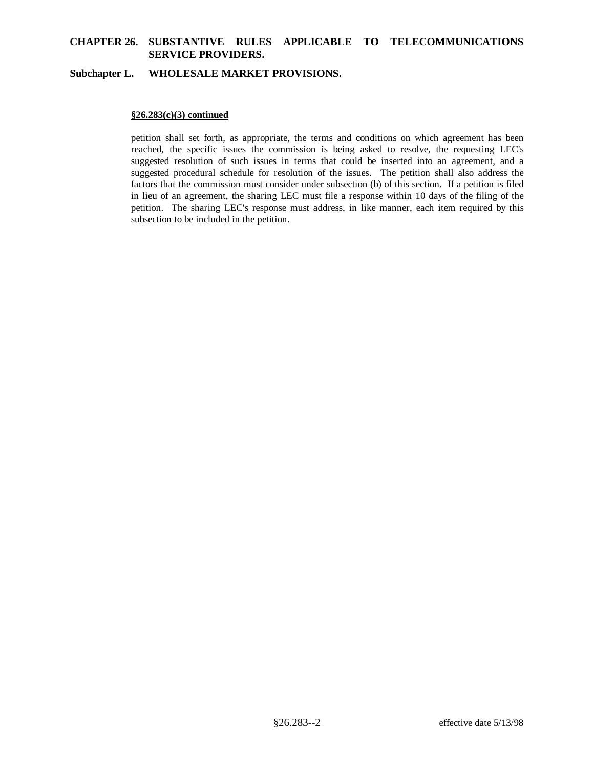**§26.283(c)(3) continued**

petition shall set forth, as appropriate, the terms and conditions on which agreement has been reached, the specific issues the commission is being asked to resolve, the requesting LEC's suggested resolution of such issues in terms that could be inserted into an agreement, and a suggested procedural schedule for resolution of the issues. The petition shall also address the factors that the commission must consider under subsection (b) of this section. If a petition is filed in lieu of an agreement, the sharing LEC must file a response within 10 days of the filing of the petition. The sharing LEC's response must address, in like manner, each item required by this subsection to be included in the petition.